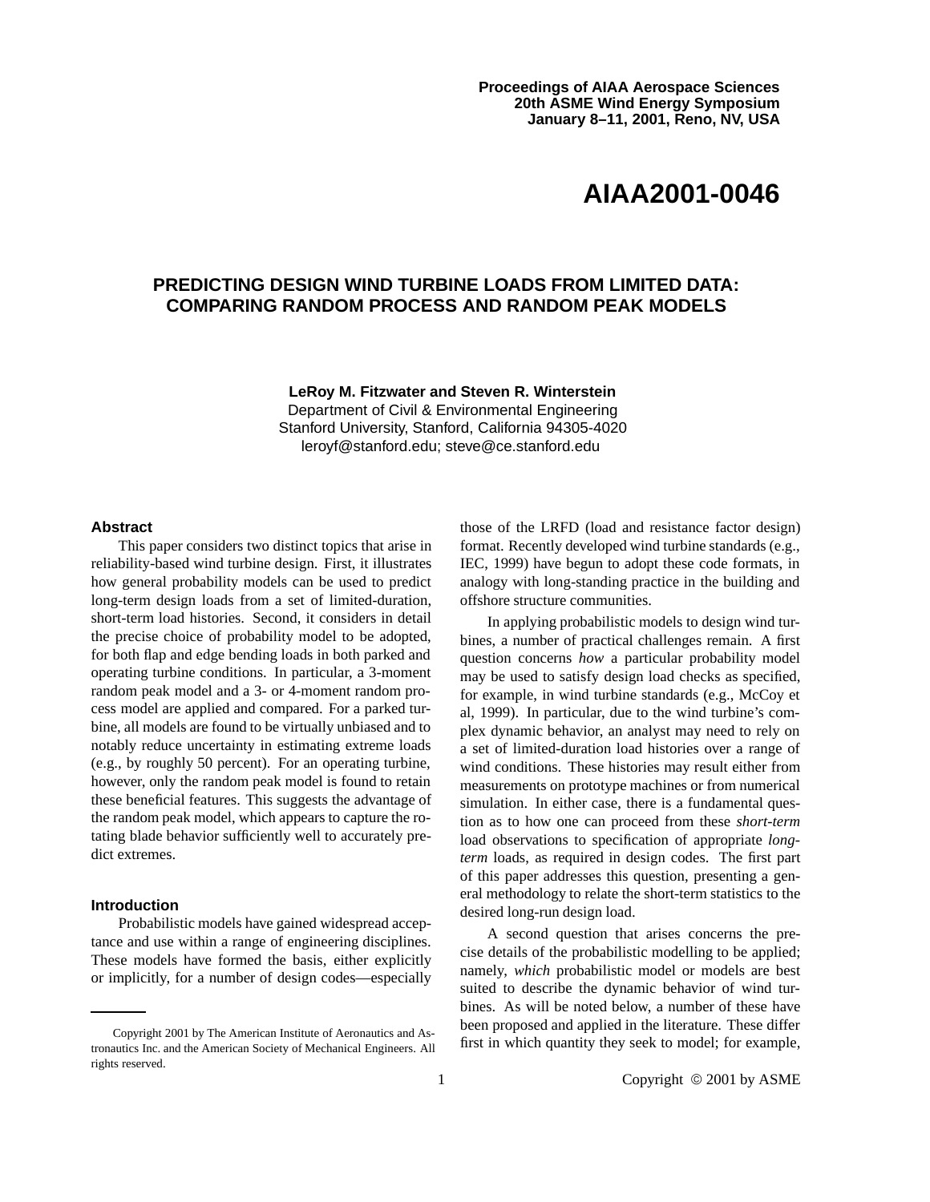Proceedings of AIAA Aerospace Sciences
20th ASME Wind Energy Symposium
January 8–11, 2001, Reno, NV, USA

# AIAA2001-0046

# PREDICTING DESIGN WIND TURBINE LOADS FROM LIMITED DATA: COMPARING RANDOM PROCESS AND RANDOM PEAK MODELS

**LeRoy M. Fitzwater and Steven R. Winterstein**
Department of Civil & Environmental Engineering
Stanford University, Stanford, California 94305-4020
leroyf@stanford.edu; steve@ce.stanford.edu

## Abstract

This paper considers two distinct topics that arise in reliability-based wind turbine design. First, it illustrates how general probability models can be used to predict long-term design loads from a set of limited-duration, short-term load histories. Second, it considers in detail the precise choice of probability model to be adopted, for both flap and edge bending loads in both parked and operating turbine conditions. In particular, a 3-moment random peak model and a 3- or 4-moment random process model are applied and compared. For a parked turbine, all models are found to be virtually unbiased and to notably reduce uncertainty in estimating extreme loads (e.g., by roughly 50 percent). For an operating turbine, however, only the random peak model is found to retain these beneficial features. This suggests the advantage of the random peak model, which appears to capture the rotating blade behavior sufficiently well to accurately predict extremes.

## Introduction

Probabilistic models have gained widespread acceptance and use within a range of engineering disciplines. These models have formed the basis, either explicitly or implicitly, for a number of design codes—especially those of the LRFD (load and resistance factor design) format. Recently developed wind turbine standards (e.g., IEC, 1999) have begun to adopt these code formats, in analogy with long-standing practice in the building and offshore structure communities.

In applying probabilistic models to design wind turbines, a number of practical challenges remain. A first question concerns *how* a particular probability model may be used to satisfy design load checks as specified, for example, in wind turbine standards (e.g., McCoy et al, 1999). In particular, due to the wind turbine's complex dynamic behavior, an analyst may need to rely on a set of limited-duration load histories over a range of wind conditions. These histories may result either from measurements on prototype machines or from numerical simulation. In either case, there is a fundamental question as to how one can proceed from these *short-term* load observations to specification of appropriate *long-term* loads, as required in design codes. The first part of this paper addresses this question, presenting a general methodology to relate the short-term statistics to the desired long-run design load.

A second question that arises concerns the precise details of the probabilistic modelling to be applied; namely, *which* probabilistic model or models are best suited to describe the dynamic behavior of wind turbines. As will be noted below, a number of these have been proposed and applied in the literature. These differ first in which quantity they seek to model; for example,

Copyright 2001 by The American Institute of Aeronautics and Astronautics Inc. and the American Society of Mechanical Engineers. All rights reserved.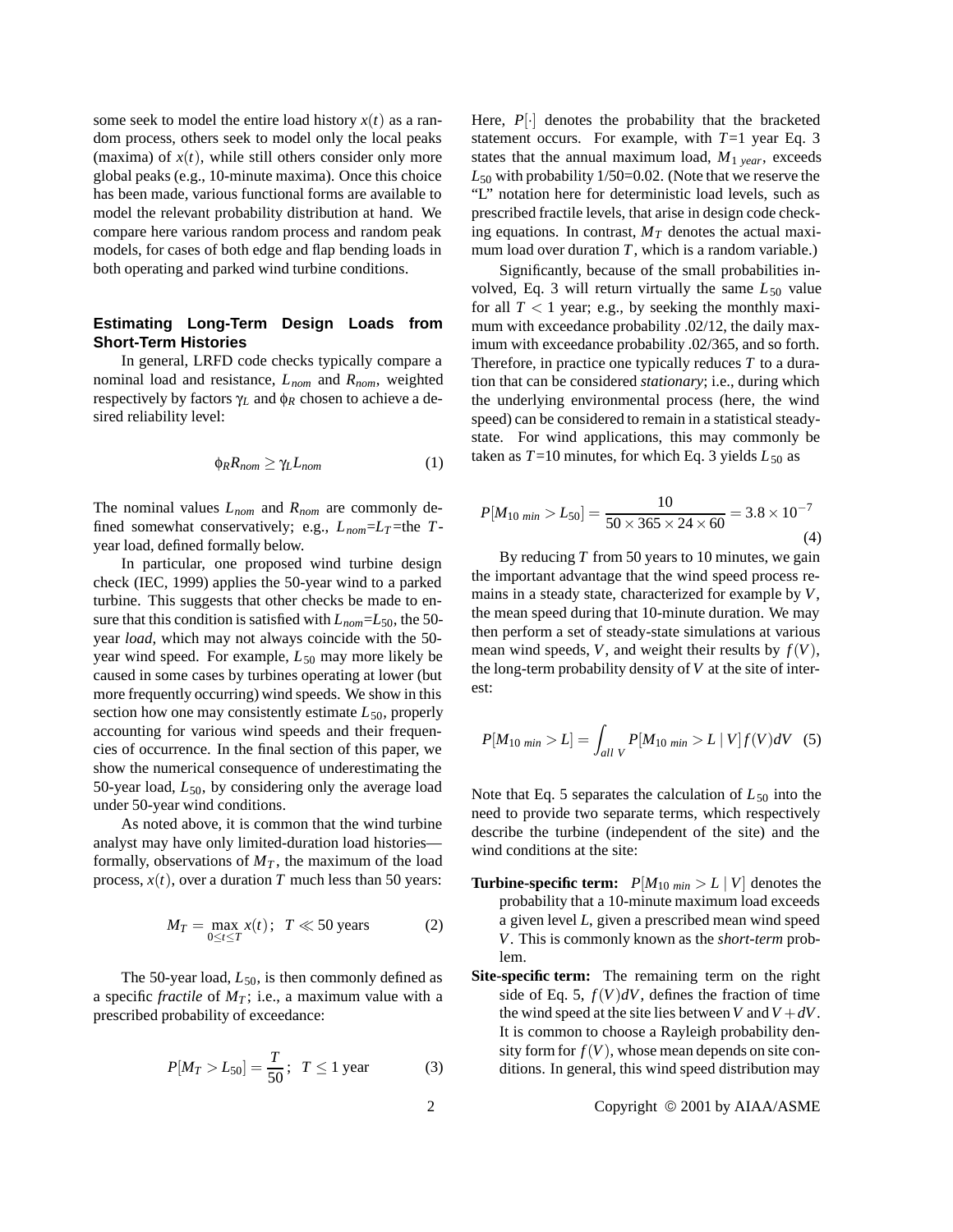some seek to model the entire load history $x(t)$ as a random process, others seek to model only the local peaks (maxima) of $x(t)$, while still others consider only more global peaks (e.g., 10-minute maxima). Once this choice has been made, various functional forms are available to model the relevant probability distribution at hand. We compare here various random process and random peak models, for cases of both edge and flap bending loads in both operating and parked wind turbine conditions.

## Estimating Long-Term Design Loads from Short-Term Histories

In general, LRFD code checks typically compare a nominal load and resistance, $L_{nom}$ and $R_{nom}$, weighted respectively by factors $\gamma_L$ and $\phi_R$ chosen to achieve a desired reliability level:

$$\phi_R R_{nom} \geq \gamma_L L_{nom} \tag{1}$$

The nominal values $L_{nom}$ and $R_{nom}$ are commonly defined somewhat conservatively; e.g., $L_{nom}$=$L_T$=the $T$-year load, defined formally below.

In particular, one proposed wind turbine design check (IEC, 1999) applies the 50-year wind to a parked turbine. This suggests that other checks be made to ensure that this condition is satisfied with $L_{nom}$=$L_{50}$, the 50-year *load*, which may not always coincide with the 50-year wind speed. For example, $L_{50}$ may more likely be caused in some cases by turbines operating at lower (but more frequently occurring) wind speeds. We show in this section how one may consistently estimate $L_{50}$, properly accounting for various wind speeds and their frequencies of occurrence. In the final section of this paper, we show the numerical consequence of underestimating the 50-year load, $L_{50}$, by considering only the average load under 50-year wind conditions.

As noted above, it is common that the wind turbine analyst may have only limited-duration load histories—formally, observations of $M_T$, the maximum of the load process, $x(t)$, over a duration $T$ much less than 50 years:

$$M_T = \max_{0 \leq t \leq T} x(t); \;\; T \ll 50 \text{ years} \tag{2}$$

The 50-year load, $L_{50}$, is then commonly defined as a specific *fractile* of $M_T$; i.e., a maximum value with a prescribed probability of exceedance:

$$P[M_T > L_{50}] = \frac{T}{50}; \;\; T \leq 1 \text{ year} \tag{3}$$

Here, $P[\cdot]$ denotes the probability that the bracketed statement occurs. For example, with $T$=1 year Eq. 3 states that the annual maximum load, $M_{1\ year}$, exceeds $L_{50}$ with probability 1/50=0.02. (Note that we reserve the "L" notation here for deterministic load levels, such as prescribed fractile levels, that arise in design code checking equations. In contrast, $M_T$ denotes the actual maximum load over duration $T$, which is a random variable.)

Significantly, because of the small probabilities involved, Eq. 3 will return virtually the same $L_{50}$ value for all $T < 1$ year; e.g., by seeking the monthly maximum with exceedance probability .02/12, the daily maximum with exceedance probability .02/365, and so forth. Therefore, in practice one typically reduces $T$ to a duration that can be considered *stationary*; i.e., during which the underlying environmental process (here, the wind speed) can be considered to remain in a statistical steady-state. For wind applications, this may commonly be taken as $T$=10 minutes, for which Eq. 3 yields $L_{50}$ as

$$P[M_{10\ min} > L_{50}] = \frac{10}{50 \times 365 \times 24 \times 60} = 3.8 \times 10^{-7} \tag{4}$$

By reducing $T$ from 50 years to 10 minutes, we gain the important advantage that the wind speed process remains in a steady state, characterized for example by $V$, the mean speed during that 10-minute duration. We may then perform a set of steady-state simulations at various mean wind speeds, $V$, and weight their results by $f(V)$, the long-term probability density of $V$ at the site of interest:

$$P[M_{10\ min} > L] = \int_{all\ V} P[M_{10\ min} > L \mid V] f(V) dV \tag{5}$$

Note that Eq. 5 separates the calculation of $L_{50}$ into the need to provide two separate terms, which respectively describe the turbine (independent of the site) and the wind conditions at the site:

- **Turbine-specific term:** $P[M_{10\ min} > L \mid V]$ denotes the probability that a 10-minute maximum load exceeds a given level $L$, given a prescribed mean wind speed $V$. This is commonly known as the *short-term* problem.
- **Site-specific term:** The remaining term on the right side of Eq. 5, $f(V)dV$, defines the fraction of time the wind speed at the site lies between $V$ and $V + dV$. It is common to choose a Rayleigh probability density form for $f(V)$, whose mean depends on site conditions. In general, this wind speed distribution may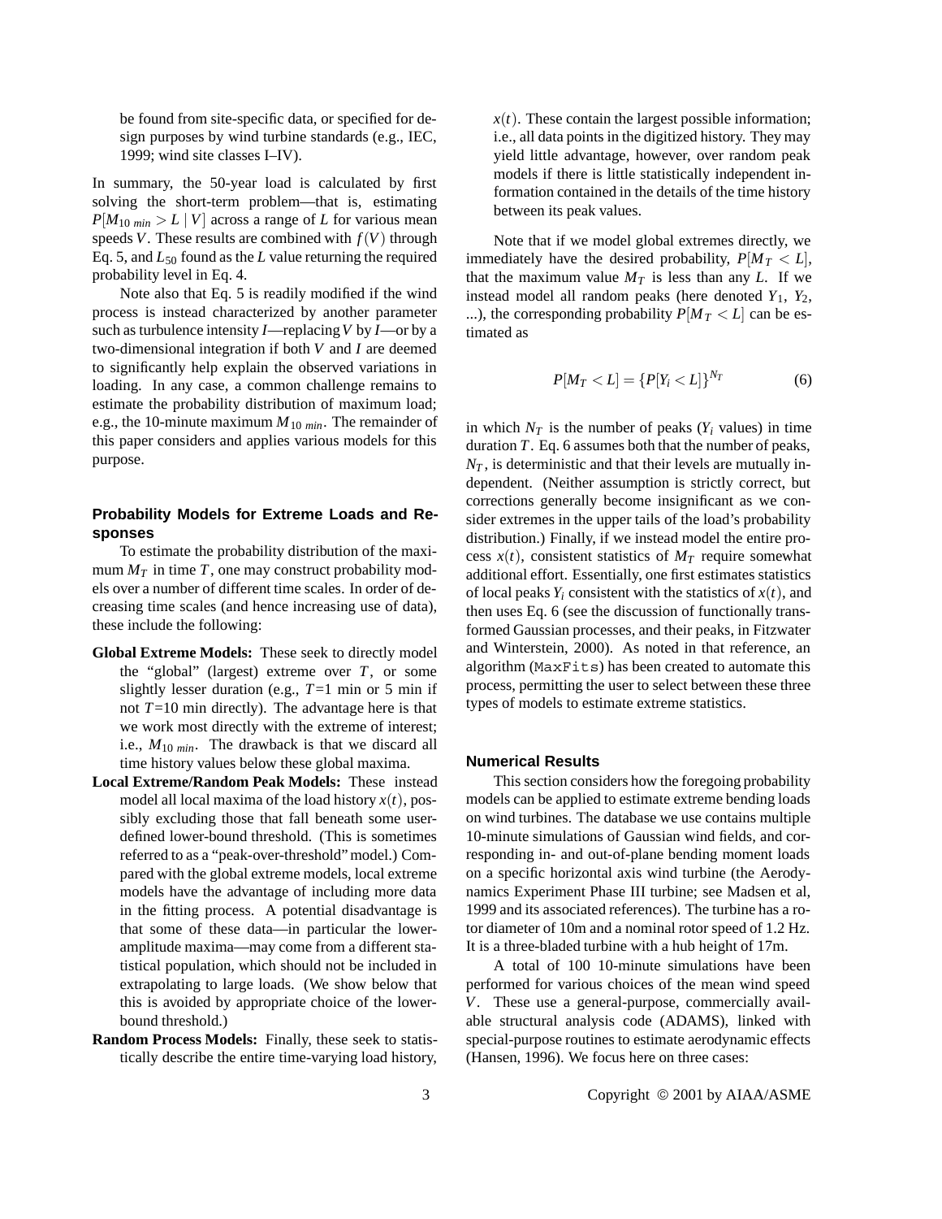be found from site-specific data, or specified for design purposes by wind turbine standards (e.g., IEC, 1999; wind site classes I–IV).

In summary, the 50-year load is calculated by first solving the short-term problem—that is, estimating $P[M_{10\ min} > L \mid V]$ across a range of $L$ for various mean speeds $V$. These results are combined with $f(V)$ through Eq. 5, and $L_{50}$ found as the $L$ value returning the required probability level in Eq. 4.

Note also that Eq. 5 is readily modified if the wind process is instead characterized by another parameter such as turbulence intensity $I$—replacing $V$ by $I$—or by a two-dimensional integration if both $V$ and $I$ are deemed to significantly help explain the observed variations in loading. In any case, a common challenge remains to estimate the probability distribution of maximum load; e.g., the 10-minute maximum $M_{10\ min}$. The remainder of this paper considers and applies various models for this purpose.

## Probability Models for Extreme Loads and Responses

To estimate the probability distribution of the maximum $M_T$ in time $T$, one may construct probability models over a number of different time scales. In order of decreasing time scales (and hence increasing use of data), these include the following:

**Global Extreme Models:** These seek to directly model the "global" (largest) extreme over $T$, or some slightly lesser duration (e.g., $T$=1 min or 5 min if not $T$=10 min directly). The advantage here is that we work most directly with the extreme of interest; i.e., $M_{10\ min}$. The drawback is that we discard all time history values below these global maxima.

**Local Extreme/Random Peak Models:** These instead model all local maxima of the load history $x(t)$, possibly excluding those that fall beneath some user-defined lower-bound threshold. (This is sometimes referred to as a "peak-over-threshold" model.) Compared with the global extreme models, local extreme models have the advantage of including more data in the fitting process. A potential disadvantage is that some of these data—in particular the lower-amplitude maxima—may come from a different statistical population, which should not be included in extrapolating to large loads. (We show below that this is avoided by appropriate choice of the lower-bound threshold.)

**Random Process Models:** Finally, these seek to statistically describe the entire time-varying load history, $x(t)$. These contain the largest possible information; i.e., all data points in the digitized history. They may yield little advantage, however, over random peak models if there is little statistically independent information contained in the details of the time history between its peak values.

Note that if we model global extremes directly, we immediately have the desired probability, $P[M_T < L]$, that the maximum value $M_T$ is less than any $L$. If we instead model all random peaks (here denoted $Y_1$, $Y_2$, ...), the corresponding probability $P[M_T < L]$ can be estimated as

$$P[M_T < L] = \{P[Y_i < L]\}^{N_T} \tag{6}$$

in which $N_T$ is the number of peaks ($Y_i$ values) in time duration $T$. Eq. 6 assumes both that the number of peaks, $N_T$, is deterministic and that their levels are mutually independent. (Neither assumption is strictly correct, but corrections generally become insignificant as we consider extremes in the upper tails of the load's probability distribution.) Finally, if we instead model the entire process $x(t)$, consistent statistics of $M_T$ require somewhat additional effort. Essentially, one first estimates statistics of local peaks $Y_i$ consistent with the statistics of $x(t)$, and then uses Eq. 6 (see the discussion of functionally transformed Gaussian processes, and their peaks, in Fitzwater and Winterstein, 2000). As noted in that reference, an algorithm (`MaxFits`) has been created to automate this process, permitting the user to select between these three types of models to estimate extreme statistics.

## Numerical Results

This section considers how the foregoing probability models can be applied to estimate extreme bending loads on wind turbines. The database we use contains multiple 10-minute simulations of Gaussian wind fields, and corresponding in- and out-of-plane bending moment loads on a specific horizontal axis wind turbine (the Aerodynamics Experiment Phase III turbine; see Madsen et al, 1999 and its associated references). The turbine has a rotor diameter of 10m and a nominal rotor speed of 1.2 Hz. It is a three-bladed turbine with a hub height of 17m.

A total of 100 10-minute simulations have been performed for various choices of the mean wind speed $V$. These use a general-purpose, commercially available structural analysis code (ADAMS), linked with special-purpose routines to estimate aerodynamic effects (Hansen, 1996). We focus here on three cases: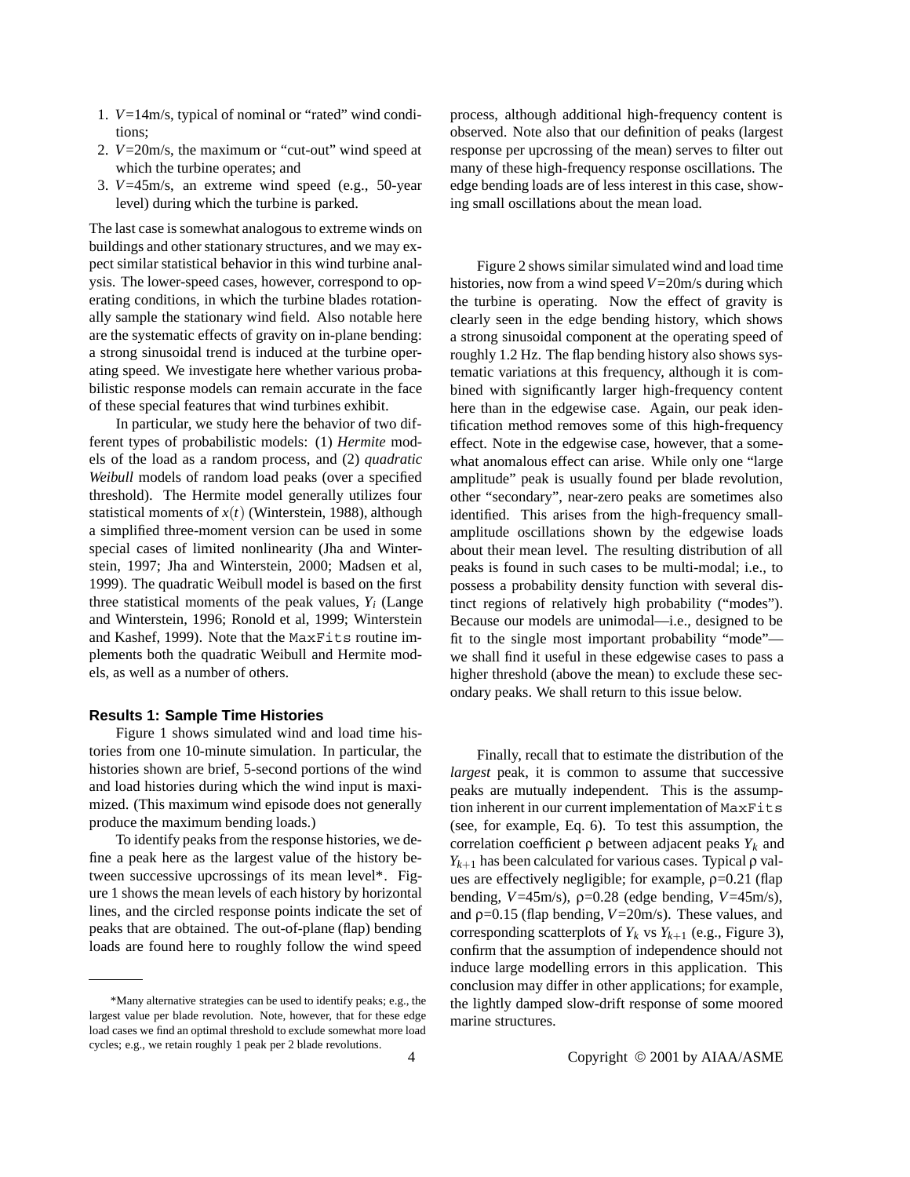1. $V$=14m/s, typical of nominal or "rated" wind conditions;
2. $V$=20m/s, the maximum or "cut-out" wind speed at which the turbine operates; and
3. $V$=45m/s, an extreme wind speed (e.g., 50-year level) during which the turbine is parked.

The last case is somewhat analogous to extreme winds on buildings and other stationary structures, and we may expect similar statistical behavior in this wind turbine analysis. The lower-speed cases, however, correspond to operating conditions, in which the turbine blades rotationally sample the stationary wind field. Also notable here are the systematic effects of gravity on in-plane bending: a strong sinusoidal trend is induced at the turbine operating speed. We investigate here whether various probabilistic response models can remain accurate in the face of these special features that wind turbines exhibit.

In particular, we study here the behavior of two different types of probabilistic models: (1) *Hermite* models of the load as a random process, and (2) *quadratic Weibull* models of random load peaks (over a specified threshold). The Hermite model generally utilizes four statistical moments of $x(t)$ (Winterstein, 1988), although a simplified three-moment version can be used in some special cases of limited nonlinearity (Jha and Winterstein, 1997; Jha and Winterstein, 2000; Madsen et al, 1999). The quadratic Weibull model is based on the first three statistical moments of the peak values, $Y_i$ (Lange and Winterstein, 1996; Ronold et al, 1999; Winterstein and Kashef, 1999). Note that the `MaxFits` routine implements both the quadratic Weibull and Hermite models, as well as a number of others.

## Results 1: Sample Time Histories

Figure 1 shows simulated wind and load time histories from one 10-minute simulation. In particular, the histories shown are brief, 5-second portions of the wind and load histories during which the wind input is maximized. (This maximum wind episode does not generally produce the maximum bending loads.)

To identify peaks from the response histories, we define a peak here as the largest value of the history between successive upcrossings of its mean level*. Figure 1 shows the mean levels of each history by horizontal lines, and the circled response points indicate the set of peaks that are obtained. The out-of-plane (flap) bending loads are found here to roughly follow the wind speed process, although additional high-frequency content is observed. Note also that our definition of peaks (largest response per upcrossing of the mean) serves to filter out many of these high-frequency response oscillations. The edge bending loads are of less interest in this case, showing small oscillations about the mean load.

Figure 2 shows similar simulated wind and load time histories, now from a wind speed $V$=20m/s during which the turbine is operating. Now the effect of gravity is clearly seen in the edge bending history, which shows a strong sinusoidal component at the operating speed of roughly 1.2 Hz. The flap bending history also shows systematic variations at this frequency, although it is combined with significantly larger high-frequency content here than in the edgewise case. Again, our peak identification method removes some of this high-frequency effect. Note in the edgewise case, however, that a somewhat anomalous effect can arise. While only one "large amplitude" peak is usually found per blade revolution, other "secondary", near-zero peaks are sometimes also identified. This arises from the high-frequency small-amplitude oscillations shown by the edgewise loads about their mean level. The resulting distribution of all peaks is found in such cases to be multi-modal; i.e., to possess a probability density function with several distinct regions of relatively high probability ("modes"). Because our models are unimodal—i.e., designed to be fit to the single most important probability "mode"—we shall find it useful in these edgewise cases to pass a higher threshold (above the mean) to exclude these secondary peaks. We shall return to this issue below.

Finally, recall that to estimate the distribution of the *largest* peak, it is common to assume that successive peaks are mutually independent. This is the assumption inherent in our current implementation of `MaxFits` (see, for example, Eq. 6). To test this assumption, the correlation coefficient $\rho$ between adjacent peaks $Y_k$ and $Y_{k+1}$ has been calculated for various cases. Typical $\rho$ values are effectively negligible; for example, $\rho$=0.21 (flap bending, $V$=45m/s), $\rho$=0.28 (edge bending, $V$=45m/s), and $\rho$=0.15 (flap bending, $V$=20m/s). These values, and corresponding scatterplots of $Y_k$ vs $Y_{k+1}$ (e.g., Figure 3), confirm that the assumption of independence should not induce large modelling errors in this application. This conclusion may differ in other applications; for example, the lightly damped slow-drift response of some moored marine structures.

---

*Many alternative strategies can be used to identify peaks; e.g., the largest value per blade revolution. Note, however, that for these edge load cases we find an optimal threshold to exclude somewhat more load cycles; e.g., we retain roughly 1 peak per 2 blade revolutions.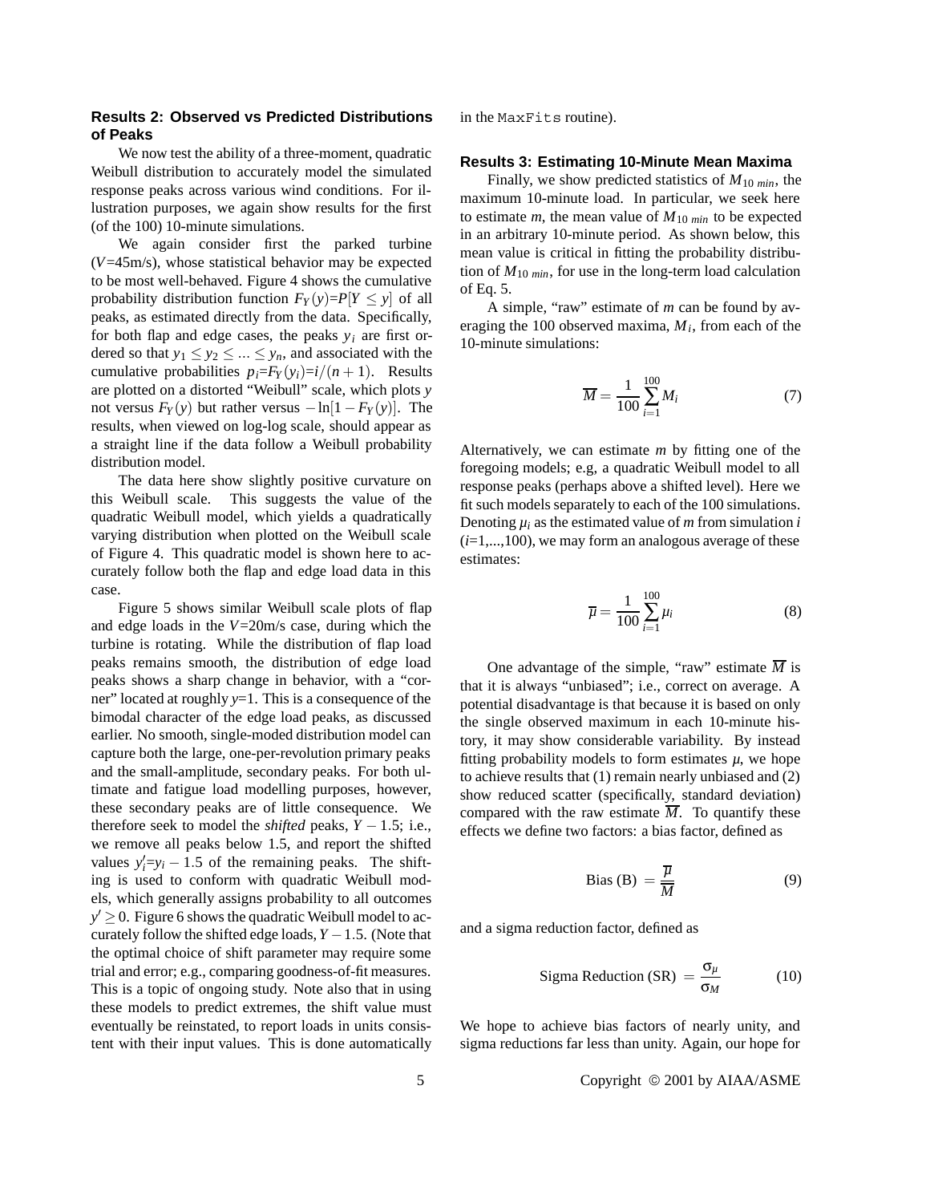### Results 2: Observed vs Predicted Distributions of Peaks

We now test the ability of a three-moment, quadratic Weibull distribution to accurately model the simulated response peaks across various wind conditions. For illustration purposes, we again show results for the first (of the 100) 10-minute simulations.

We again consider first the parked turbine ($V$=45m/s), whose statistical behavior may be expected to be most well-behaved. Figure 4 shows the cumulative probability distribution function $F_Y(y)$=$P[Y \leq y]$ of all peaks, as estimated directly from the data. Specifically, for both flap and edge cases, the peaks $y_i$ are first ordered so that $y_1 \leq y_2 \leq ... \leq y_n$, and associated with the cumulative probabilities $p_i$=$F_Y(y_i)$=$i/(n+1)$. Results are plotted on a distorted "Weibull" scale, which plots $y$ not versus $F_Y(y)$ but rather versus $-\ln[1-F_Y(y)]$. The results, when viewed on log-log scale, should appear as a straight line if the data follow a Weibull probability distribution model.

The data here show slightly positive curvature on this Weibull scale. This suggests the value of the quadratic Weibull model, which yields a quadratically varying distribution when plotted on the Weibull scale of Figure 4. This quadratic model is shown here to accurately follow both the flap and edge load data in this case.

Figure 5 shows similar Weibull scale plots of flap and edge loads in the $V$=20m/s case, during which the turbine is rotating. While the distribution of flap load peaks remains smooth, the distribution of edge load peaks shows a sharp change in behavior, with a "corner" located at roughly $y$=1. This is a consequence of the bimodal character of the edge load peaks, as discussed earlier. No smooth, single-moded distribution model can capture both the large, one-per-revolution primary peaks and the small-amplitude, secondary peaks. For both ultimate and fatigue load modelling purposes, however, these secondary peaks are of little consequence. We therefore seek to model the *shifted* peaks, $Y-1.5$; i.e., we remove all peaks below 1.5, and report the shifted values $y'_i$=$y_i-1.5$ of the remaining peaks. The shifting is used to conform with quadratic Weibull models, which generally assigns probability to all outcomes $y' \geq 0$. Figure 6 shows the quadratic Weibull model to accurately follow the shifted edge loads, $Y-1.5$. (Note that the optimal choice of shift parameter may require some trial and error; e.g., comparing goodness-of-fit measures. This is a topic of ongoing study. Note also that in using these models to predict extremes, the shift value must eventually be reinstated, to report loads in units consistent with their input values. This is done automatically in the `MaxFits` routine).

### Results 3: Estimating 10-Minute Mean Maxima

Finally, we show predicted statistics of $M_{10\ min}$, the maximum 10-minute load. In particular, we seek here to estimate $m$, the mean value of $M_{10\ min}$ to be expected in an arbitrary 10-minute period. As shown below, this mean value is critical in fitting the probability distribution of $M_{10\ min}$, for use in the long-term load calculation of Eq. 5.

A simple, "raw" estimate of $m$ can be found by averaging the 100 observed maxima, $M_i$, from each of the 10-minute simulations:

$$\overline{M} = \frac{1}{100}\sum_{i=1}^{100} M_i \tag{7}$$

Alternatively, we can estimate $m$ by fitting one of the foregoing models; e.g, a quadratic Weibull model to all response peaks (perhaps above a shifted level). Here we fit such models separately to each of the 100 simulations. Denoting $\mu_i$ as the estimated value of $m$ from simulation $i$ ($i$=1,...,100), we may form an analogous average of these estimates:

$$\overline{\mu} = \frac{1}{100}\sum_{i=1}^{100} \mu_i \tag{8}$$

One advantage of the simple, "raw" estimate $\overline{M}$ is that it is always "unbiased"; i.e., correct on average. A potential disadvantage is that because it is based on only the single observed maximum in each 10-minute history, it may show considerable variability. By instead fitting probability models to form estimates $\mu$, we hope to achieve results that (1) remain nearly unbiased and (2) show reduced scatter (specifically, standard deviation) compared with the raw estimate $\overline{M}$. To quantify these effects we define two factors: a bias factor, defined as

$$\text{Bias (B)} = \frac{\overline{\mu}}{\overline{M}} \tag{9}$$

and a sigma reduction factor, defined as

$$\text{Sigma Reduction (SR)} = \frac{\sigma_\mu}{\sigma_M} \tag{10}$$

We hope to achieve bias factors of nearly unity, and sigma reductions far less than unity. Again, our hope for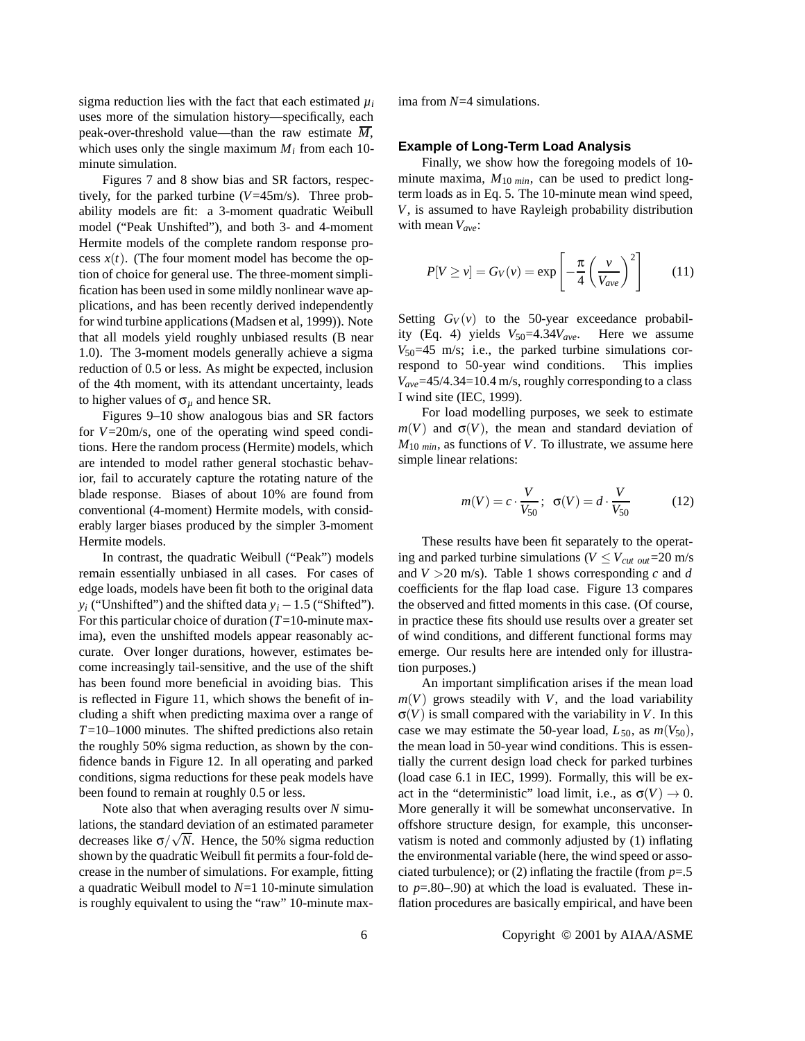sigma reduction lies with the fact that each estimated $\mu_i$ uses more of the simulation history—specifically, each peak-over-threshold value—than the raw estimate $\overline{M}$, which uses only the single maximum $M_i$ from each 10-minute simulation.

Figures 7 and 8 show bias and SR factors, respectively, for the parked turbine ($V$=45m/s). Three probability models are fit: a 3-moment quadratic Weibull model ("Peak Unshifted"), and both 3- and 4-moment Hermite models of the complete random response process $x(t)$. (The four moment model has become the option of choice for general use. The three-moment simplification has been used in some mildly nonlinear wave applications, and has been recently derived independently for wind turbine applications (Madsen et al, 1999)). Note that all models yield roughly unbiased results (B near 1.0). The 3-moment models generally achieve a sigma reduction of 0.5 or less. As might be expected, inclusion of the 4th moment, with its attendant uncertainty, leads to higher values of $\sigma_\mu$ and hence SR.

Figures 9–10 show analogous bias and SR factors for $V$=20m/s, one of the operating wind speed conditions. Here the random process (Hermite) models, which are intended to model rather general stochastic behavior, fail to accurately capture the rotating nature of the blade response. Biases of about 10% are found from conventional (4-moment) Hermite models, with considerably larger biases produced by the simpler 3-moment Hermite models.

In contrast, the quadratic Weibull ("Peak") models remain essentially unbiased in all cases. For cases of edge loads, models have been fit both to the original data $y_i$ ("Unshifted") and the shifted data $y_i - 1.5$ ("Shifted"). For this particular choice of duration ($T$=10-minute maxima), even the unshifted models appear reasonably accurate. Over longer durations, however, estimates become increasingly tail-sensitive, and the use of the shift has been found more beneficial in avoiding bias. This is reflected in Figure 11, which shows the benefit of including a shift when predicting maxima over a range of $T$=10–1000 minutes. The shifted predictions also retain the roughly 50% sigma reduction, as shown by the confidence bands in Figure 12. In all operating and parked conditions, sigma reductions for these peak models have been found to remain at roughly 0.5 or less.

Note also that when averaging results over $N$ simulations, the standard deviation of an estimated parameter decreases like $\sigma/\sqrt{N}$. Hence, the 50% sigma reduction shown by the quadratic Weibull fit permits a four-fold decrease in the number of simulations. For example, fitting a quadratic Weibull model to $N$=1 10-minute simulation is roughly equivalent to using the "raw" 10-minute maxima from $N$=4 simulations.

## Example of Long-Term Load Analysis

Finally, we show how the foregoing models of 10-minute maxima, $M_{10\ min}$, can be used to predict long-term loads as in Eq. 5. The 10-minute mean wind speed, $V$, is assumed to have Rayleigh probability distribution with mean $V_{ave}$:

$$P[V \geq v] = G_V(v) = \exp\left[-\frac{\pi}{4}\left(\frac{v}{V_{ave}}\right)^2\right] \qquad (11)$$

Setting $G_V(v)$ to the 50-year exceedance probability (Eq. 4) yields $V_{50}$=4.34$V_{ave}$. Here we assume $V_{50}$=45 m/s; i.e., the parked turbine simulations correspond to 50-year wind conditions. This implies $V_{ave}$=45/4.34=10.4 m/s, roughly corresponding to a class I wind site (IEC, 1999).

For load modelling purposes, we seek to estimate $m(V)$ and $\sigma(V)$, the mean and standard deviation of $M_{10\ min}$, as functions of $V$. To illustrate, we assume here simple linear relations:

$$m(V) = c \cdot \frac{V}{V_{50}}; \quad \sigma(V) = d \cdot \frac{V}{V_{50}} \qquad (12)$$

These results have been fit separately to the operating and parked turbine simulations ($V \leq V_{cut\ out}$=20 m/s and $V$ >20 m/s). Table 1 shows corresponding $c$ and $d$ coefficients for the flap load case. Figure 13 compares the observed and fitted moments in this case. (Of course, in practice these fits should use results over a greater set of wind conditions, and different functional forms may emerge. Our results here are intended only for illustration purposes.)

An important simplification arises if the mean load $m(V)$ grows steadily with $V$, and the load variability $\sigma(V)$ is small compared with the variability in $V$. In this case we may estimate the 50-year load, $L_{50}$, as $m(V_{50})$, the mean load in 50-year wind conditions. This is essentially the current design load check for parked turbines (load case 6.1 in IEC, 1999). Formally, this will be exact in the "deterministic" load limit, i.e., as $\sigma(V) \to 0$. More generally it will be somewhat unconservative. In offshore structure design, for example, this unconservatism is noted and commonly adjusted by (1) inflating the environmental variable (here, the wind speed or associated turbulence); or (2) inflating the fractile (from $p$=.5 to $p$=.80–.90) at which the load is evaluated. These inflation procedures are basically empirical, and have been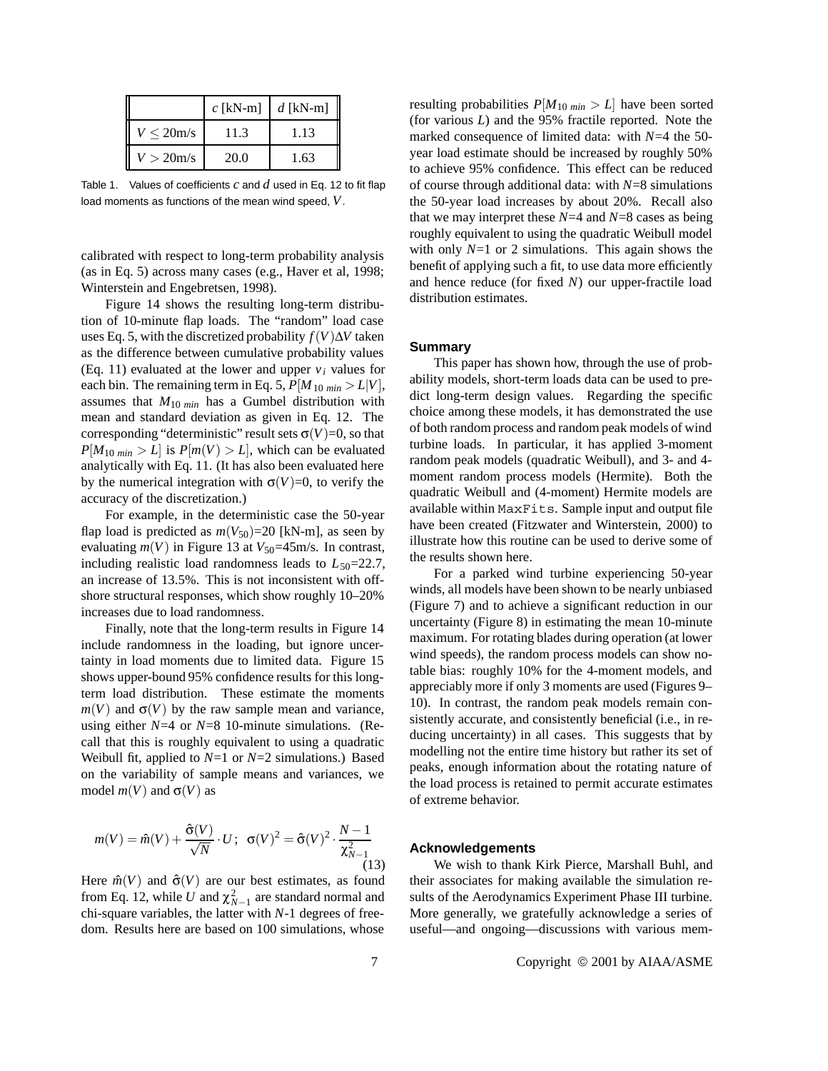|  | $c$ [kN-m] | $d$ [kN-m] |
| --- | --- | --- |
| $V \leq 20$m/s | 11.3 | 1.13 |
| $V > 20$m/s | 20.0 | 1.63 |

Table 1. Values of coefficients $c$ and $d$ used in Eq. 12 to fit flap load moments as functions of the mean wind speed, $V$.

calibrated with respect to long-term probability analysis (as in Eq. 5) across many cases (e.g., Haver et al, 1998; Winterstein and Engebretsen, 1998).

Figure 14 shows the resulting long-term distribution of 10-minute flap loads. The "random" load case uses Eq. 5, with the discretized probability $f(V)\Delta V$ taken as the difference between cumulative probability values (Eq. 11) evaluated at the lower and upper $v_i$ values for each bin. The remaining term in Eq. 5, $P[M_{10\ min} > L|V]$, assumes that $M_{10\ min}$ has a Gumbel distribution with mean and standard deviation as given in Eq. 12. The corresponding "deterministic" result sets $\sigma(V)$=0, so that $P[M_{10\ min} > L]$ is $P[m(V) > L]$, which can be evaluated analytically with Eq. 11. (It has also been evaluated here by the numerical integration with $\sigma(V)$=0, to verify the accuracy of the discretization.)

For example, in the deterministic case the 50-year flap load is predicted as $m(V_{50})$=20 [kN-m], as seen by evaluating $m(V)$ in Figure 13 at $V_{50}$=45m/s. In contrast, including realistic load randomness leads to $L_{50}$=22.7, an increase of 13.5%. This is not inconsistent with offshore structural responses, which show roughly 10–20% increases due to load randomness.

Finally, note that the long-term results in Figure 14 include randomness in the loading, but ignore uncertainty in load moments due to limited data. Figure 15 shows upper-bound 95% confidence results for this long-term load distribution. These estimate the moments $m(V)$ and $\sigma(V)$ by the raw sample mean and variance, using either $N$=4 or $N$=8 10-minute simulations. (Recall that this is roughly equivalent to using a quadratic Weibull fit, applied to $N$=1 or $N$=2 simulations.) Based on the variability of sample means and variances, we model $m(V)$ and $\sigma(V)$ as

$$m(V) = \hat{m}(V) + \frac{\hat{\sigma}(V)}{\sqrt{N}} \cdot U\,; \;\; \sigma(V)^2 = \hat{\sigma}(V)^2 \cdot \frac{N-1}{\chi^2_{N-1}} \tag{13}$$

Here $\hat{m}(V)$ and $\hat{\sigma}(V)$ are our best estimates, as found from Eq. 12, while $U$ and $\chi^2_{N-1}$ are standard normal and chi-square variables, the latter with $N$-1 degrees of freedom. Results here are based on 100 simulations, whose resulting probabilities $P[M_{10\ min} > L]$ have been sorted (for various $L$) and the 95% fractile reported. Note the marked consequence of limited data: with $N$=4 the 50-year load estimate should be increased by roughly 50% to achieve 95% confidence. This effect can be reduced of course through additional data: with $N$=8 simulations the 50-year load increases by about 20%. Recall also that we may interpret these $N$=4 and $N$=8 cases as being roughly equivalent to using the quadratic Weibull model with only $N$=1 or 2 simulations. This again shows the benefit of applying such a fit, to use data more efficiently and hence reduce (for fixed $N$) our upper-fractile load distribution estimates.

## Summary

This paper has shown how, through the use of probability models, short-term loads data can be used to predict long-term design values. Regarding the specific choice among these models, it has demonstrated the use of both random process and random peak models of wind turbine loads. In particular, it has applied 3-moment random peak models (quadratic Weibull), and 3- and 4-moment random process models (Hermite). Both the quadratic Weibull and (4-moment) Hermite models are available within `MaxFits`. Sample input and output file have been created (Fitzwater and Winterstein, 2000) to illustrate how this routine can be used to derive some of the results shown here.

For a parked wind turbine experiencing 50-year winds, all models have been shown to be nearly unbiased (Figure 7) and to achieve a significant reduction in our uncertainty (Figure 8) in estimating the mean 10-minute maximum. For rotating blades during operation (at lower wind speeds), the random process models can show notable bias: roughly 10% for the 4-moment models, and appreciably more if only 3 moments are used (Figures 9–10). In contrast, the random peak models remain consistently accurate, and consistently beneficial (i.e., in reducing uncertainty) in all cases. This suggests that by modelling not the entire time history but rather its set of peaks, enough information about the rotating nature of the load process is retained to permit accurate estimates of extreme behavior.

## Acknowledgements

We wish to thank Kirk Pierce, Marshall Buhl, and their associates for making available the simulation results of the Aerodynamics Experiment Phase III turbine. More generally, we gratefully acknowledge a series of useful—and ongoing—discussions with various mem-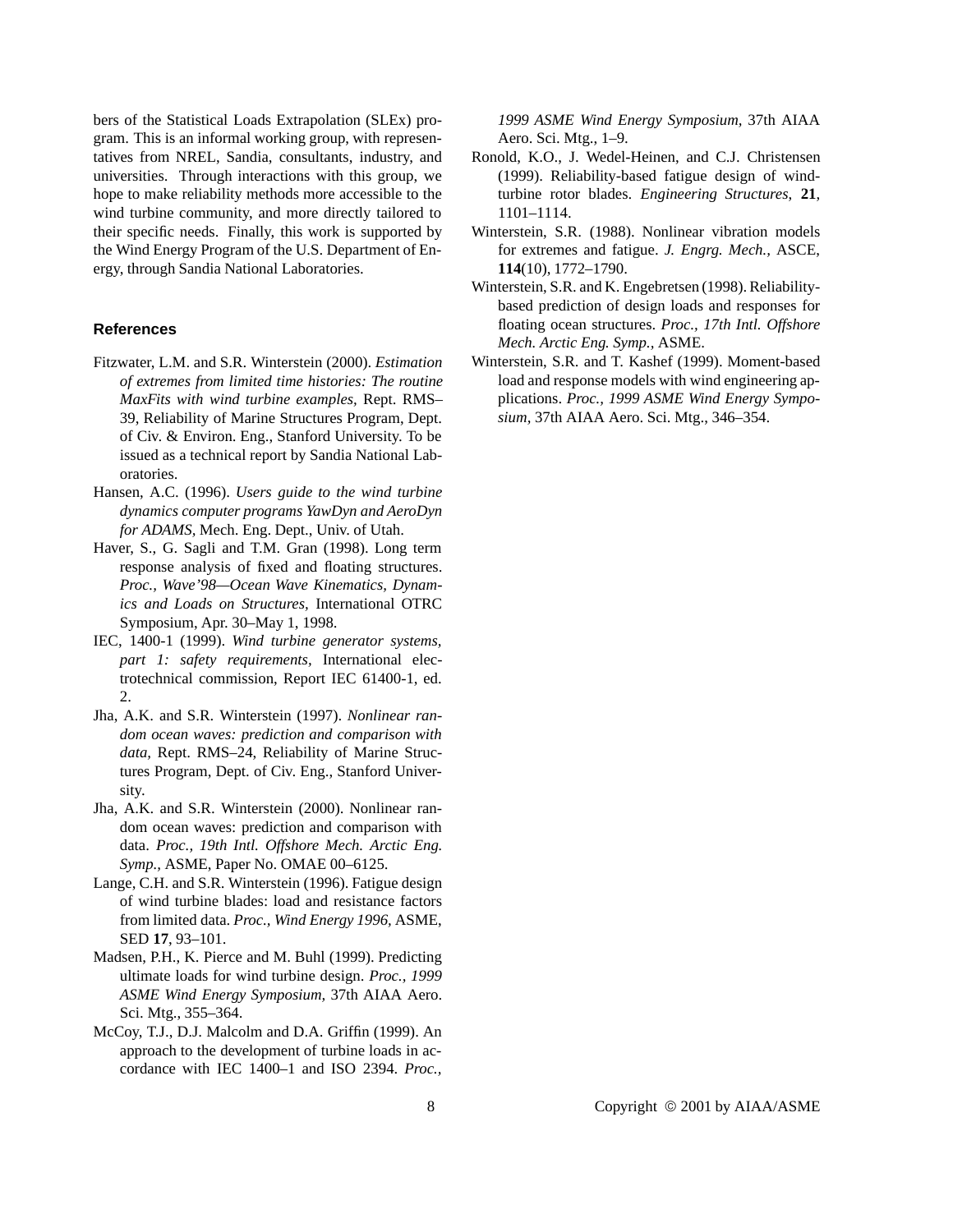bers of the Statistical Loads Extrapolation (SLEx) program. This is an informal working group, with representatives from NREL, Sandia, consultants, industry, and universities. Through interactions with this group, we hope to make reliability methods more accessible to the wind turbine community, and more directly tailored to their specific needs. Finally, this work is supported by the Wind Energy Program of the U.S. Department of Energy, through Sandia National Laboratories.

## References

Fitzwater, L.M. and S.R. Winterstein (2000). *Estimation of extremes from limited time histories: The routine MaxFits with wind turbine examples*, Rept. RMS–39, Reliability of Marine Structures Program, Dept. of Civ. & Environ. Eng., Stanford University. To be issued as a technical report by Sandia National Laboratories.

Hansen, A.C. (1996). *Users guide to the wind turbine dynamics computer programs YawDyn and AeroDyn for ADAMS*, Mech. Eng. Dept., Univ. of Utah.

Haver, S., G. Sagli and T.M. Gran (1998). Long term response analysis of fixed and floating structures. *Proc., Wave'98—Ocean Wave Kinematics, Dynamics and Loads on Structures*, International OTRC Symposium, Apr. 30–May 1, 1998.

IEC, 1400-1 (1999). *Wind turbine generator systems, part 1: safety requirements*, International electrotechnical commission, Report IEC 61400-1, ed. 2.

Jha, A.K. and S.R. Winterstein (1997). *Nonlinear random ocean waves: prediction and comparison with data*, Rept. RMS–24, Reliability of Marine Structures Program, Dept. of Civ. Eng., Stanford University.

Jha, A.K. and S.R. Winterstein (2000). Nonlinear random ocean waves: prediction and comparison with data. *Proc., 19th Intl. Offshore Mech. Arctic Eng. Symp.*, ASME, Paper No. OMAE 00–6125.

Lange, C.H. and S.R. Winterstein (1996). Fatigue design of wind turbine blades: load and resistance factors from limited data. *Proc., Wind Energy 1996*, ASME, SED **17**, 93–101.

Madsen, P.H., K. Pierce and M. Buhl (1999). Predicting ultimate loads for wind turbine design. *Proc., 1999 ASME Wind Energy Symposium*, 37th AIAA Aero. Sci. Mtg., 355–364.

McCoy, T.J., D.J. Malcolm and D.A. Griffin (1999). An approach to the development of turbine loads in accordance with IEC 1400–1 and ISO 2394. *Proc., 1999 ASME Wind Energy Symposium*, 37th AIAA Aero. Sci. Mtg., 1–9.

Ronold, K.O., J. Wedel-Heinen, and C.J. Christensen (1999). Reliability-based fatigue design of wind-turbine rotor blades. *Engineering Structures*, **21**, 1101–1114.

Winterstein, S.R. (1988). Nonlinear vibration models for extremes and fatigue. *J. Engrg. Mech.*, ASCE, **114**(10), 1772–1790.

Winterstein, S.R. and K. Engebretsen (1998). Reliability-based prediction of design loads and responses for floating ocean structures. *Proc., 17th Intl. Offshore Mech. Arctic Eng. Symp.*, ASME.

Winterstein, S.R. and T. Kashef (1999). Moment-based load and response models with wind engineering applications. *Proc., 1999 ASME Wind Energy Symposium*, 37th AIAA Aero. Sci. Mtg., 346–354.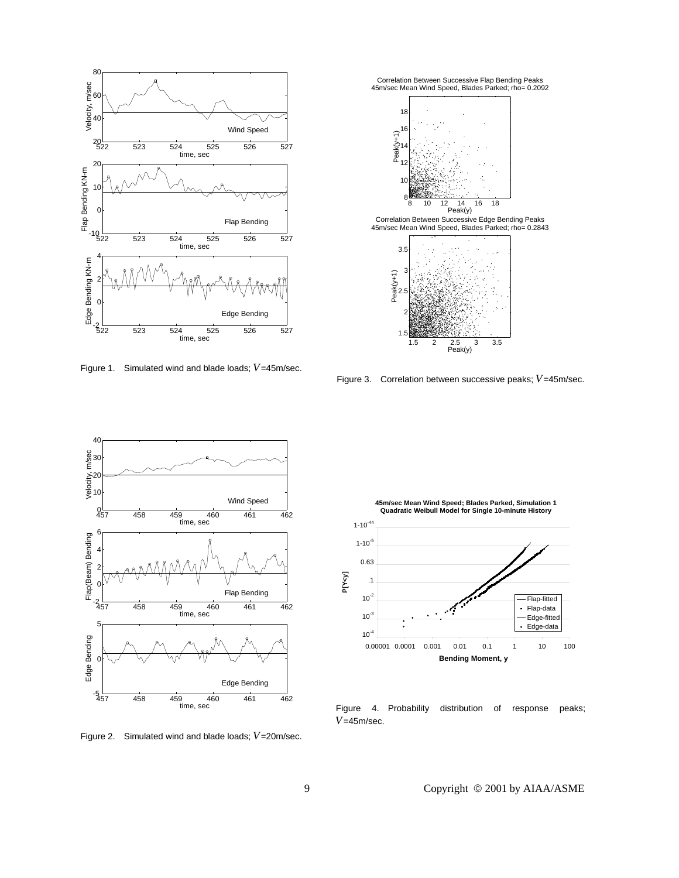Figure 1. Simulated wind and blade loads; $V$=45m/sec.

Figure 3. Correlation between successive peaks; $V$=45m/sec.

Figure 2. Simulated wind and blade loads; $V$=20m/sec.

Figure 4. Probability distribution of response peaks; $V$=45m/sec.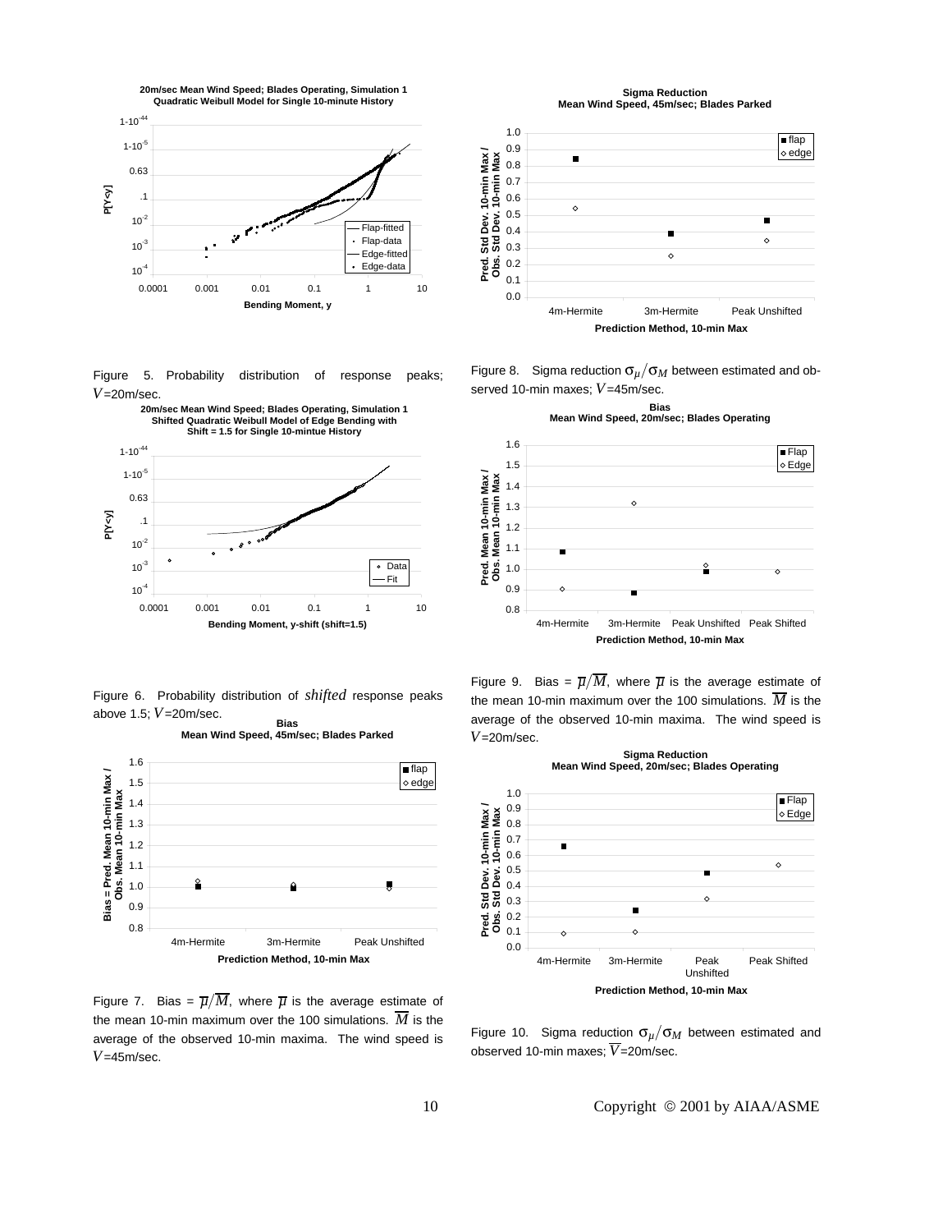Figure 5. Probability distribution of response peaks; $V$=20m/sec.

Figure 6. Probability distribution of *shifted* response peaks above 1.5; $V$=20m/sec.

Figure 7. Bias = $\overline{\mu}/\overline{M}$, where $\overline{\mu}$ is the average estimate of the mean 10-min maximum over the 100 simulations. $\overline{M}$ is the average of the observed 10-min maxima. The wind speed is $V$=45m/sec.

Figure 8. Sigma reduction $\sigma_{\mu}/\sigma_{M}$ between estimated and observed 10-min maxes; $V$=45m/sec.

Figure 9. Bias = $\overline{\mu}/\overline{M}$, where $\overline{\mu}$ is the average estimate of the mean 10-min maximum over the 100 simulations. $\overline{M}$ is the average of the observed 10-min maxima. The wind speed is $V$=20m/sec.

Figure 10. Sigma reduction $\sigma_{\mu}/\sigma_{M}$ between estimated and observed 10-min maxes; $\overline{V}$=20m/sec.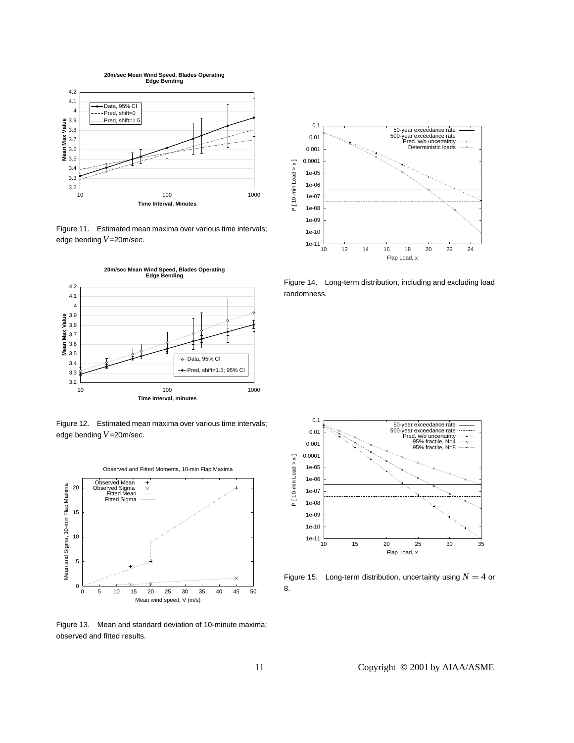20m/sec Mean Wind Speed, Blades Operating
Edge Bending

4.2
4.1
4
3.9
3.8
3.7
3.6
3.5
3.4
3.3
3.2

Mean Max Value

10
100
1000

Time Interval, Minutes

Data, 95% CI
Pred, shift=0
Pred, shift=1.5

Figure 11. Estimated mean maxima over various time intervals; edge bending $V$=20m/sec.

20m/sec Mean Wind Speed, Blades Operating
Edge Bending

4.2
4.1
4
3.9
3.8
3.7
3.6
3.5
3.4
3.3
3.2

Mean Max Value

10
100
1000

Time Interval, minutes

Data, 95% CI
Pred, shift=1.5; 95% CI

Figure 12. Estimated mean maxima over various time intervals; edge bending $V$=20m/sec.

Observed and Fitted Moments, 10-min Flap Maxima

Observed Mean
Observed Sigma
Fitted Mean
Fitted Sigma

20
15
10
5
0

Mean and Sigma, 10-min Flap Maxima

0
5
10
15
20
25
30
35
40
45
50

Mean wind speed, V (m/s)

Figure 13. Mean and standard deviation of 10-minute maxima; observed and fitted results.

0.1
0.01
0.001
0.0001
1e-05
1e-06
1e-07
1e-08
1e-09
1e-10
1e-11

P [ 10-min Load > x ]

10
12
14
16
18
20
22
24

Flap Load, x

50-year exceedance rate
500-year exceedance rate
Pred. w/o uncertainty
Deterministic loads

Figure 14. Long-term distribution, including and excluding load randomness.

0.1
0.01
0.001
0.0001
1e-05
1e-06
1e-07
1e-08
1e-09
1e-10
1e-11

P [ 10-min Load > x ]

10
15
20
25
30
35

Flap Load, x

50-year exceedance rate
500-year exceedance rate
Pred. w/o uncertainty
95% fractile, N=4
95% fractile, N=8

Figure 15. Long-term distribution, uncertainty using $N = 4$ or 8.